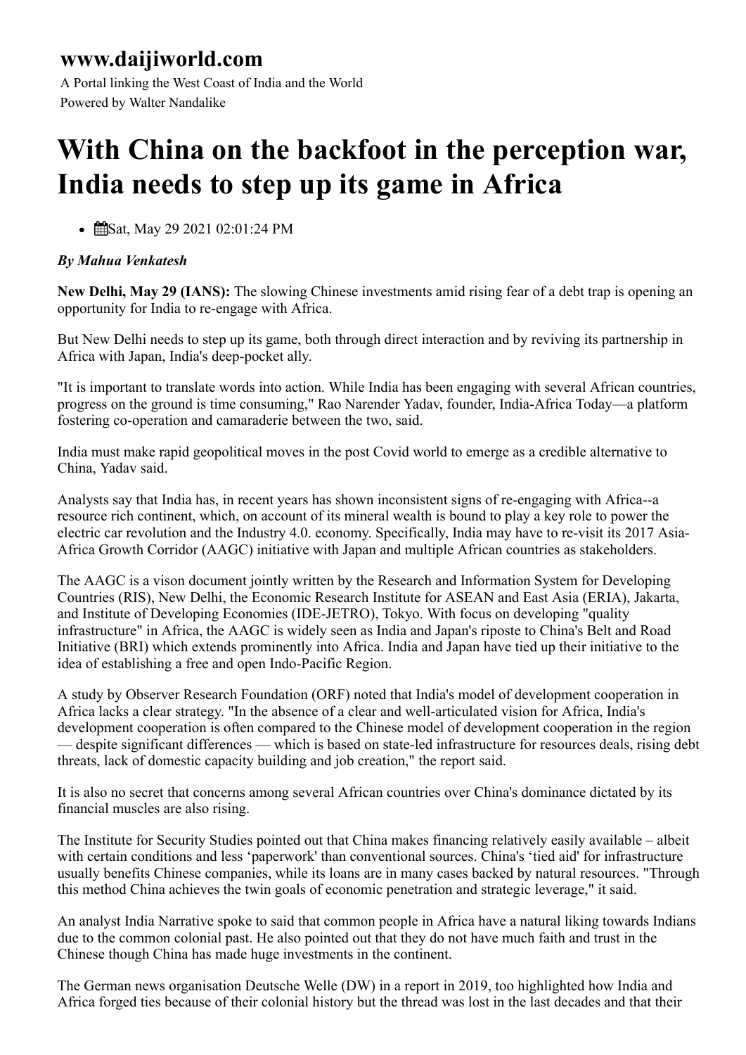## www.daijiworld.com

A Portal linking the West Coast of India and the World
Powered by Walter Nandalike

# With China on the backfoot in the perception war, India needs to step up its game in Africa

- Sat, May 29 2021 02:01:24 PM

***By Mahua Venkatesh***

**New Delhi, May 29 (IANS):** The slowing Chinese investments amid rising fear of a debt trap is opening an opportunity for India to re-engage with Africa.

But New Delhi needs to step up its game, both through direct interaction and by reviving its partnership in Africa with Japan, India's deep-pocket ally.

"It is important to translate words into action. While India has been engaging with several African countries, progress on the ground is time consuming," Rao Narender Yadav, founder, India-Africa Today—a platform fostering co-operation and camaraderie between the two, said.

India must make rapid geopolitical moves in the post Covid world to emerge as a credible alternative to China, Yadav said.

Analysts say that India has, in recent years has shown inconsistent signs of re-engaging with Africa--a resource rich continent, which, on account of its mineral wealth is bound to play a key role to power the electric car revolution and the Industry 4.0. economy. Specifically, India may have to re-visit its 2017 Asia-Africa Growth Corridor (AAGC) initiative with Japan and multiple African countries as stakeholders.

The AAGC is a vison document jointly written by the Research and Information System for Developing Countries (RIS), New Delhi, the Economic Research Institute for ASEAN and East Asia (ERIA), Jakarta, and Institute of Developing Economies (IDE-JETRO), Tokyo. With focus on developing "quality infrastructure" in Africa, the AAGC is widely seen as India and Japan's riposte to China's Belt and Road Initiative (BRI) which extends prominently into Africa. India and Japan have tied up their initiative to the idea of establishing a free and open Indo-Pacific Region.

A study by Observer Research Foundation (ORF) noted that India's model of development cooperation in Africa lacks a clear strategy. "In the absence of a clear and well-articulated vision for Africa, India's development cooperation is often compared to the Chinese model of development cooperation in the region — despite significant differences — which is based on state-led infrastructure for resources deals, rising debt threats, lack of domestic capacity building and job creation," the report said.

It is also no secret that concerns among several African countries over China's dominance dictated by its financial muscles are also rising.

The Institute for Security Studies pointed out that China makes financing relatively easily available – albeit with certain conditions and less 'paperwork' than conventional sources. China's 'tied aid' for infrastructure usually benefits Chinese companies, while its loans are in many cases backed by natural resources. "Through this method China achieves the twin goals of economic penetration and strategic leverage," it said.

An analyst India Narrative spoke to said that common people in Africa have a natural liking towards Indians due to the common colonial past. He also pointed out that they do not have much faith and trust in the Chinese though China has made huge investments in the continent.

The German news organisation Deutsche Welle (DW) in a report in 2019, too highlighted how India and Africa forged ties because of their colonial history but the thread was lost in the last decades and that their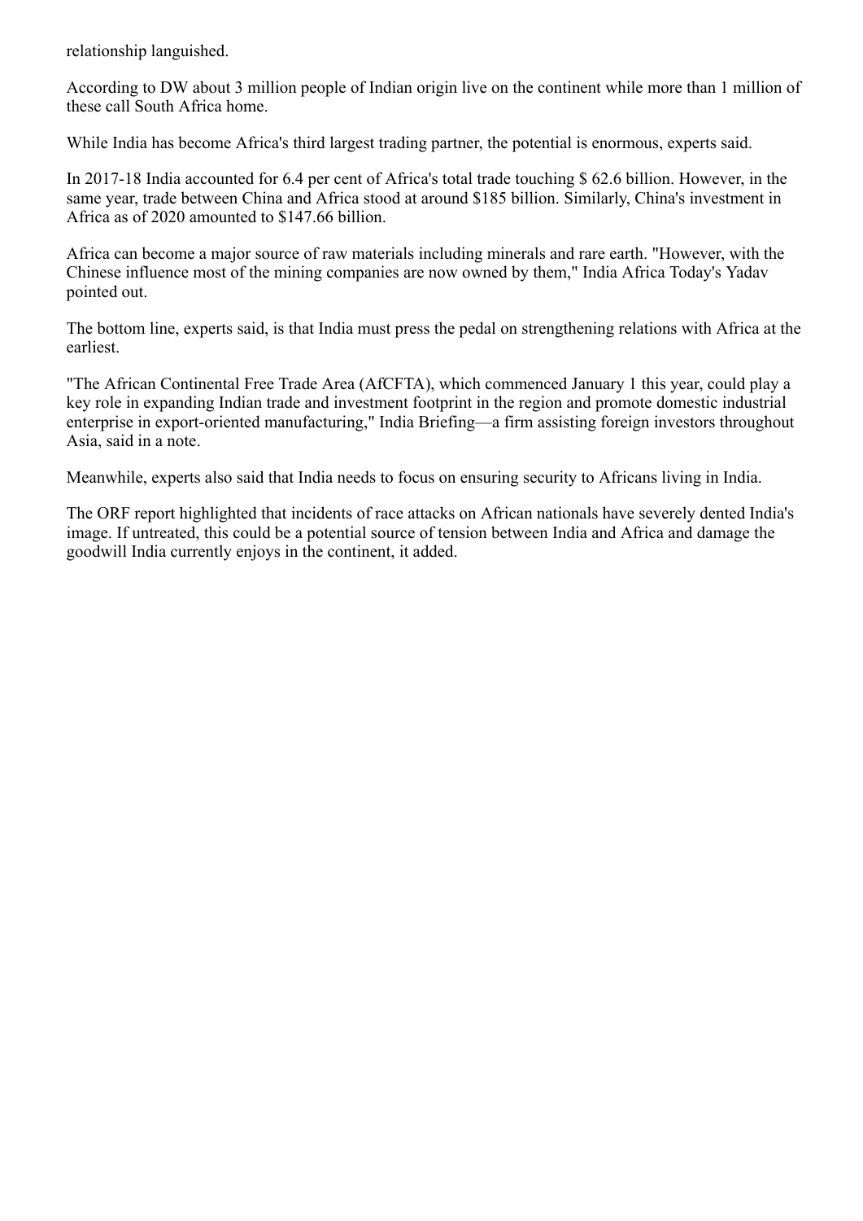relationship languished.

According to DW about 3 million people of Indian origin live on the continent while more than 1 million of these call South Africa home.

While India has become Africa's third largest trading partner, the potential is enormous, experts said.

In 2017-18 India accounted for 6.4 per cent of Africa's total trade touching $ 62.6 billion. However, in the same year, trade between China and Africa stood at around $185 billion. Similarly, China's investment in Africa as of 2020 amounted to $147.66 billion.

Africa can become a major source of raw materials including minerals and rare earth. "However, with the Chinese influence most of the mining companies are now owned by them," India Africa Today's Yadav pointed out.

The bottom line, experts said, is that India must press the pedal on strengthening relations with Africa at the earliest.

"The African Continental Free Trade Area (AfCFTA), which commenced January 1 this year, could play a key role in expanding Indian trade and investment footprint in the region and promote domestic industrial enterprise in export-oriented manufacturing," India Briefing—a firm assisting foreign investors throughout Asia, said in a note.

Meanwhile, experts also said that India needs to focus on ensuring security to Africans living in India.

The ORF report highlighted that incidents of race attacks on African nationals have severely dented India's image. If untreated, this could be a potential source of tension between India and Africa and damage the goodwill India currently enjoys in the continent, it added.